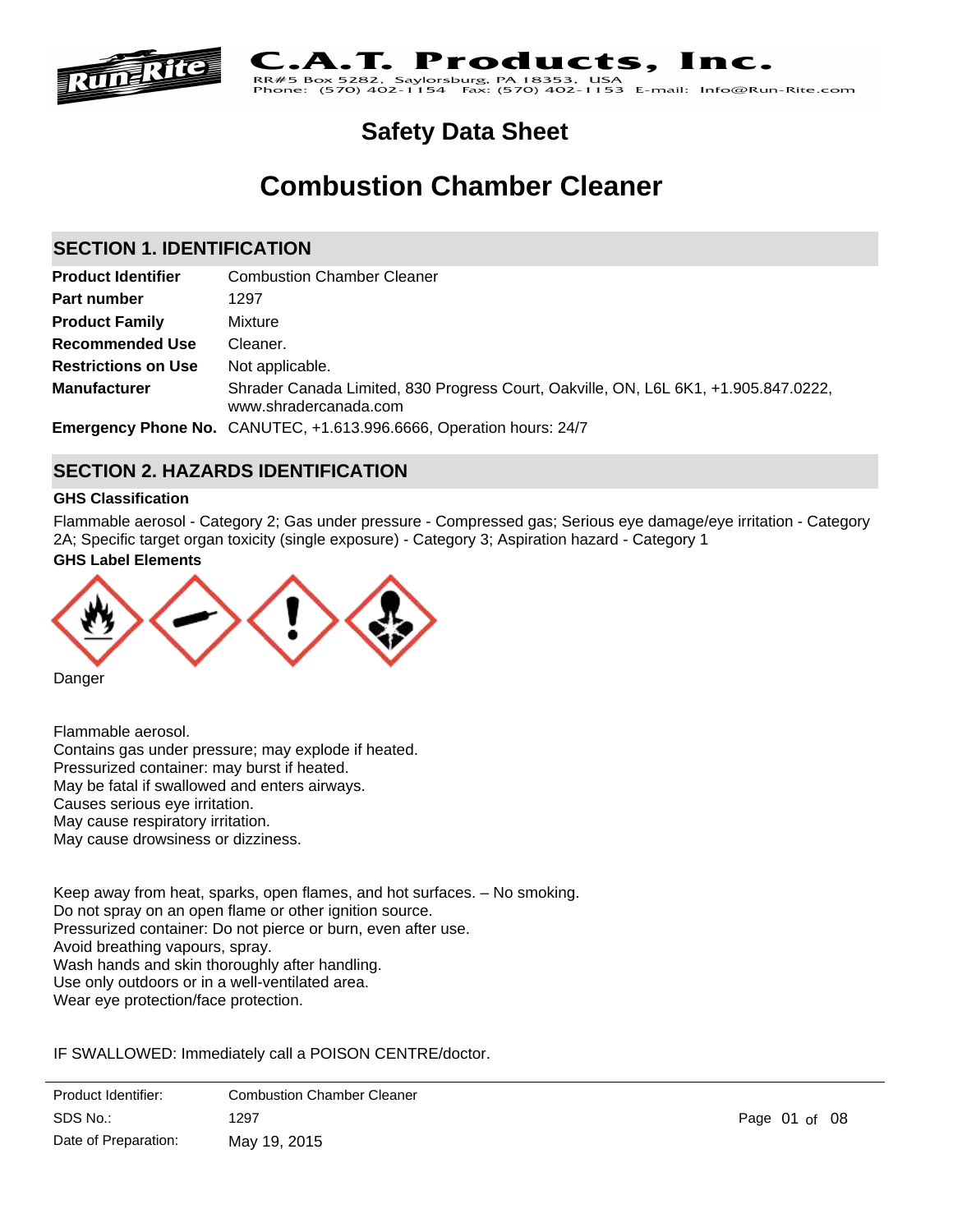**C.A.T. Products, Inc.**

RR#5 Box 5282, Saylorsburg, PA 18353, USA
Phone: (570) 402-1154 Fax: (570) 402-1153 E-mail: Info@Run-Rite.com

# Safety Data Sheet

# Combustion Chamber Cleaner

## SECTION 1. IDENTIFICATION

| | |
|---|---|
| **Product Identifier** | Combustion Chamber Cleaner |
| **Part number** | 1297 |
| **Product Family** | Mixture |
| **Recommended Use** | Cleaner. |
| **Restrictions on Use** | Not applicable. |
| **Manufacturer** | Shrader Canada Limited, 830 Progress Court, Oakville, ON, L6L 6K1, +1.905.847.0222, www.shradercanada.com |
| **Emergency Phone No.** | CANUTEC, +1.613.996.6666, Operation hours: 24/7 |

## SECTION 2. HAZARDS IDENTIFICATION

### GHS Classification

Flammable aerosol - Category 2; Gas under pressure - Compressed gas; Serious eye damage/eye irritation - Category 2A; Specific target organ toxicity (single exposure) - Category 3; Aspiration hazard - Category 1

### GHS Label Elements

Danger

Flammable aerosol.
Contains gas under pressure; may explode if heated.
Pressurized container: may burst if heated.
May be fatal if swallowed and enters airways.
Causes serious eye irritation.
May cause respiratory irritation.
May cause drowsiness or dizziness.

Keep away from heat, sparks, open flames, and hot surfaces. – No smoking.
Do not spray on an open flame or other ignition source.
Pressurized container: Do not pierce or burn, even after use.
Avoid breathing vapours, spray.
Wash hands and skin thoroughly after handling.
Use only outdoors or in a well-ventilated area.
Wear eye protection/face protection.

IF SWALLOWED: Immediately call a POISON CENTRE/doctor.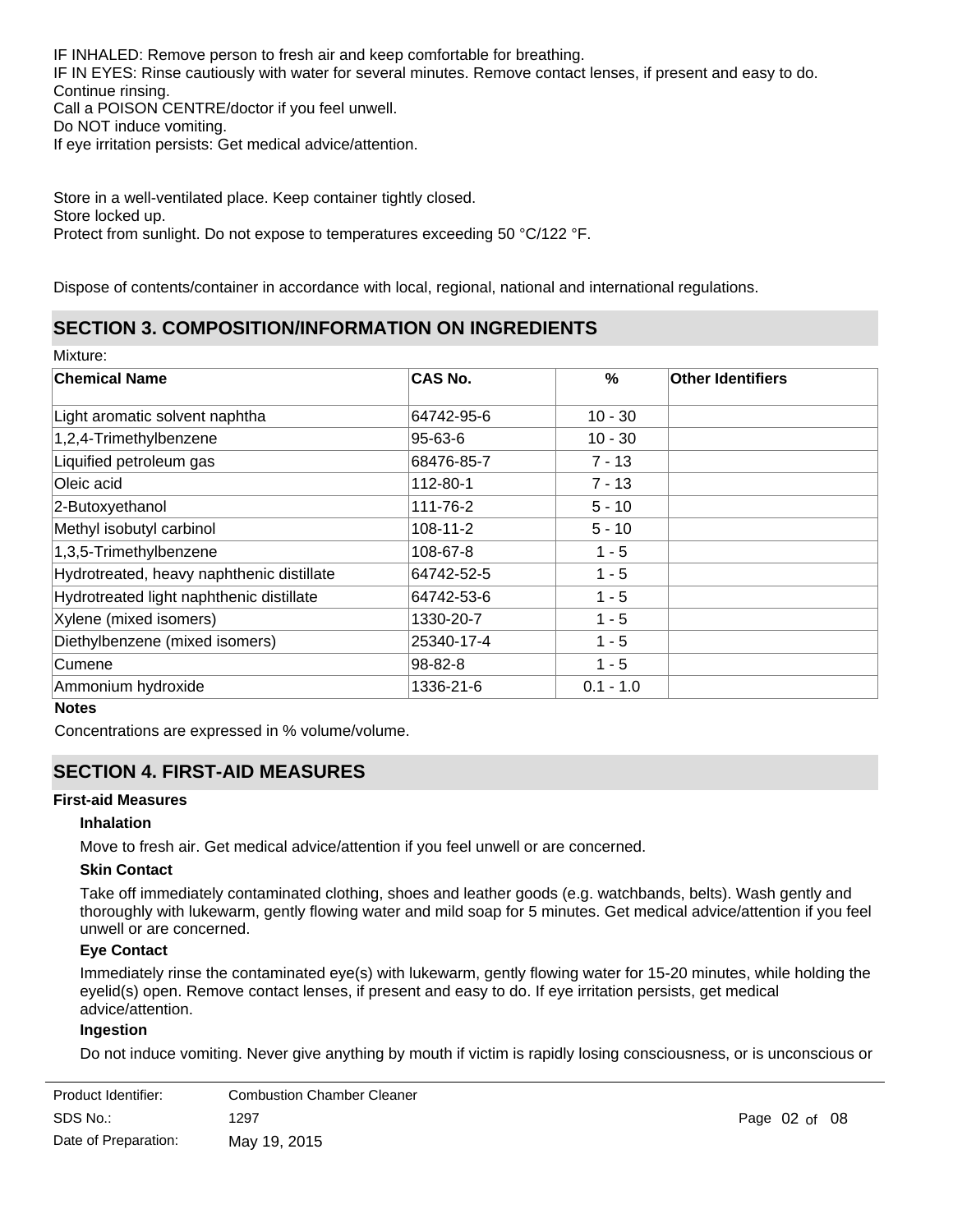IF INHALED: Remove person to fresh air and keep comfortable for breathing.
IF IN EYES: Rinse cautiously with water for several minutes. Remove contact lenses, if present and easy to do. Continue rinsing.
Call a POISON CENTRE/doctor if you feel unwell.
Do NOT induce vomiting.
If eye irritation persists: Get medical advice/attention.

Store in a well-ventilated place. Keep container tightly closed.
Store locked up.
Protect from sunlight. Do not expose to temperatures exceeding 50 °C/122 °F.

Dispose of contents/container in accordance with local, regional, national and international regulations.

## SECTION 3. COMPOSITION/INFORMATION ON INGREDIENTS

Mixture:

| Chemical Name | CAS No. | % | Other Identifiers |
|---|---|---|---|
| Light aromatic solvent naphtha | 64742-95-6 | 10 - 30 | |
| 1,2,4-Trimethylbenzene | 95-63-6 | 10 - 30 | |
| Liquified petroleum gas | 68476-85-7 | 7 - 13 | |
| Oleic acid | 112-80-1 | 7 - 13 | |
| 2-Butoxyethanol | 111-76-2 | 5 - 10 | |
| Methyl isobutyl carbinol | 108-11-2 | 5 - 10 | |
| 1,3,5-Trimethylbenzene | 108-67-8 | 1 - 5 | |
| Hydrotreated, heavy naphthenic distillate | 64742-52-5 | 1 - 5 | |
| Hydrotreated light naphthenic distillate | 64742-53-6 | 1 - 5 | |
| Xylene (mixed isomers) | 1330-20-7 | 1 - 5 | |
| Diethylbenzene (mixed isomers) | 25340-17-4 | 1 - 5 | |
| Cumene | 98-82-8 | 1 - 5 | |
| Ammonium hydroxide | 1336-21-6 | 0.1 - 1.0 | |

**Notes**

Concentrations are expressed in % volume/volume.

## SECTION 4. FIRST-AID MEASURES

### First-aid Measures

**Inhalation**

Move to fresh air. Get medical advice/attention if you feel unwell or are concerned.

**Skin Contact**

Take off immediately contaminated clothing, shoes and leather goods (e.g. watchbands, belts). Wash gently and thoroughly with lukewarm, gently flowing water and mild soap for 5 minutes. Get medical advice/attention if you feel unwell or are concerned.

**Eye Contact**

Immediately rinse the contaminated eye(s) with lukewarm, gently flowing water for 15-20 minutes, while holding the eyelid(s) open. Remove contact lenses, if present and easy to do. If eye irritation persists, get medical advice/attention.

**Ingestion**

Do not induce vomiting. Never give anything by mouth if victim is rapidly losing consciousness, or is unconscious or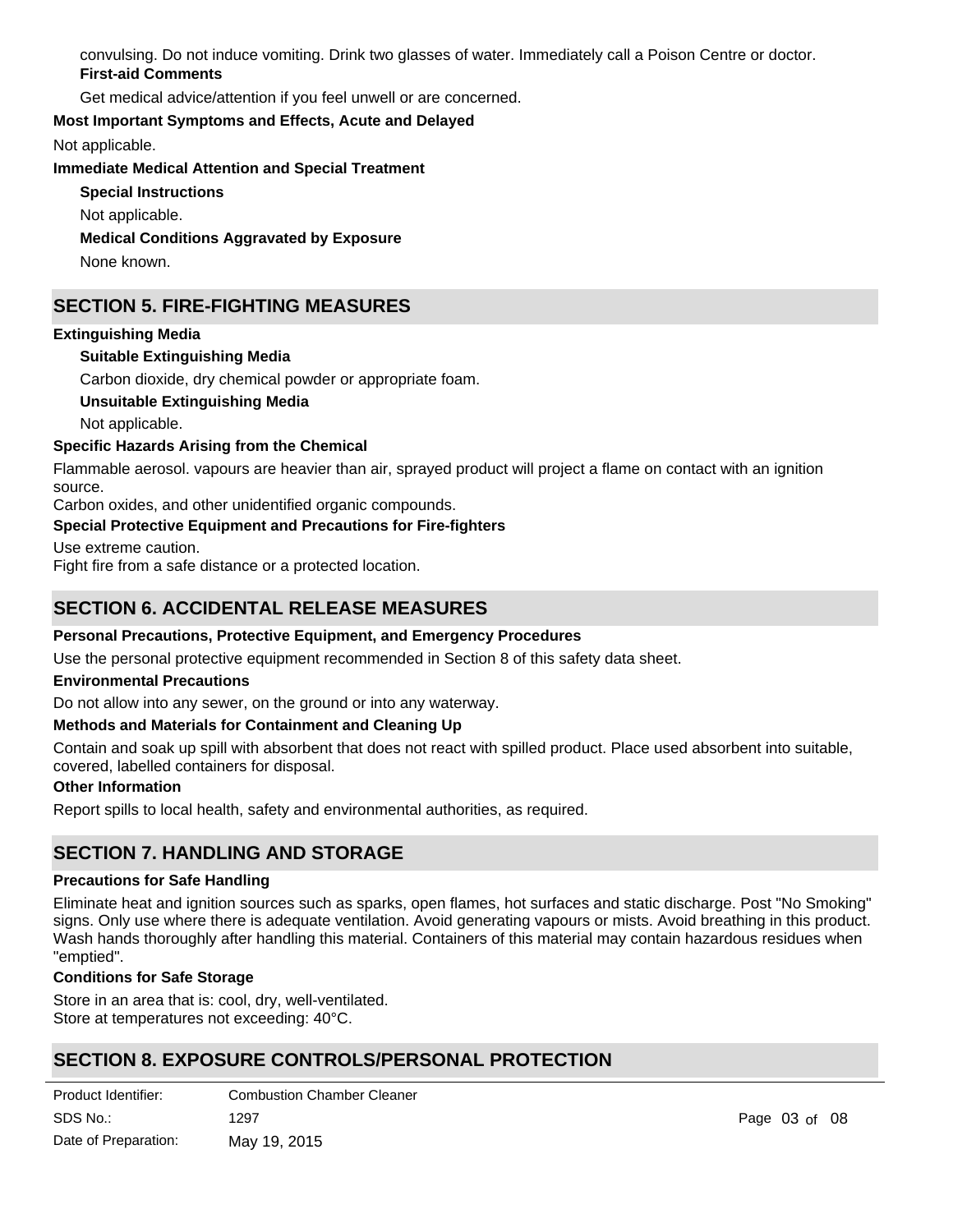convulsing. Do not induce vomiting. Drink two glasses of water. Immediately call a Poison Centre or doctor.

**First-aid Comments**

Get medical advice/attention if you feel unwell or are concerned.

**Most Important Symptoms and Effects, Acute and Delayed**

Not applicable.

**Immediate Medical Attention and Special Treatment**

**Special Instructions**

Not applicable.

**Medical Conditions Aggravated by Exposure**

None known.

## SECTION 5. FIRE-FIGHTING MEASURES

**Extinguishing Media**

**Suitable Extinguishing Media**

Carbon dioxide, dry chemical powder or appropriate foam.

**Unsuitable Extinguishing Media**

Not applicable.

**Specific Hazards Arising from the Chemical**

Flammable aerosol. vapours are heavier than air, sprayed product will project a flame on contact with an ignition source.
Carbon oxides, and other unidentified organic compounds.

**Special Protective Equipment and Precautions for Fire-fighters**

Use extreme caution.
Fight fire from a safe distance or a protected location.

## SECTION 6. ACCIDENTAL RELEASE MEASURES

**Personal Precautions, Protective Equipment, and Emergency Procedures**

Use the personal protective equipment recommended in Section 8 of this safety data sheet.

**Environmental Precautions**

Do not allow into any sewer, on the ground or into any waterway.

**Methods and Materials for Containment and Cleaning Up**

Contain and soak up spill with absorbent that does not react with spilled product. Place used absorbent into suitable, covered, labelled containers for disposal.

**Other Information**

Report spills to local health, safety and environmental authorities, as required.

## SECTION 7. HANDLING AND STORAGE

**Precautions for Safe Handling**

Eliminate heat and ignition sources such as sparks, open flames, hot surfaces and static discharge. Post "No Smoking" signs. Only use where there is adequate ventilation. Avoid generating vapours or mists. Avoid breathing in this product. Wash hands thoroughly after handling this material. Containers of this material may contain hazardous residues when "emptied".

**Conditions for Safe Storage**

Store in an area that is: cool, dry, well-ventilated.
Store at temperatures not exceeding: 40°C.

## SECTION 8. EXPOSURE CONTROLS/PERSONAL PROTECTION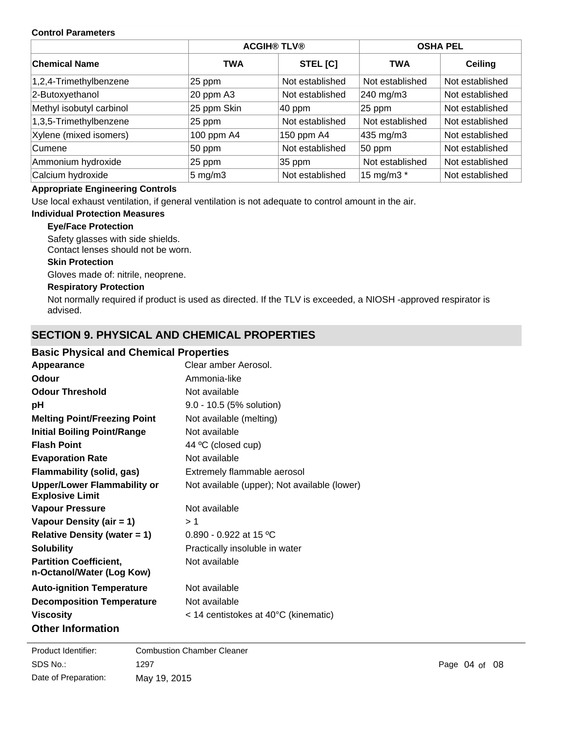**Control Parameters**

| Chemical Name | ACGIH® TLV® | | OSHA PEL | |
|---|---|---|---|---|
| | TWA | STEL [C] | TWA | Ceiling |
| 1,2,4-Trimethylbenzene | 25 ppm | Not established | Not established | Not established |
| 2-Butoxyethanol | 20 ppm A3 | Not established | 240 mg/m3 | Not established |
| Methyl isobutyl carbinol | 25 ppm Skin | 40 ppm | 25 ppm | Not established |
| 1,3,5-Trimethylbenzene | 25 ppm | Not established | Not established | Not established |
| Xylene (mixed isomers) | 100 ppm A4 | 150 ppm A4 | 435 mg/m3 | Not established |
| Cumene | 50 ppm | Not established | 50 ppm | Not established |
| Ammonium hydroxide | 25 ppm | 35 ppm | Not established | Not established |
| Calcium hydroxide | 5 mg/m3 | Not established | 15 mg/m3 * | Not established |

**Appropriate Engineering Controls**

Use local exhaust ventilation, if general ventilation is not adequate to control amount in the air.

**Individual Protection Measures**

**Eye/Face Protection**

Safety glasses with side shields.
Contact lenses should not be worn.

**Skin Protection**

Gloves made of: nitrile, neoprene.

**Respiratory Protection**

Not normally required if product is used as directed. If the TLV is exceeded, a NIOSH -approved respirator is advised.

## SECTION 9. PHYSICAL AND CHEMICAL PROPERTIES

### Basic Physical and Chemical Properties

**Appearance** Clear amber Aerosol.

**Odour** Ammonia-like

**Odour Threshold** Not available

**pH** 9.0 - 10.5 (5% solution)

**Melting Point/Freezing Point** Not available (melting)

**Initial Boiling Point/Range** Not available

**Flash Point** 44 ºC (closed cup)

**Evaporation Rate** Not available

**Flammability (solid, gas)** Extremely flammable aerosol

**Upper/Lower Flammability or Explosive Limit** Not available (upper); Not available (lower)

**Vapour Pressure** Not available

**Vapour Density (air = 1)** > 1

**Relative Density (water = 1)** 0.890 - 0.922 at 15 ºC

**Solubility** Practically insoluble in water

**Partition Coefficient, n-Octanol/Water (Log Kow)** Not available

**Auto-ignition Temperature** Not available

**Decomposition Temperature** Not available

**Viscosity** < 14 centistokes at 40°C (kinematic)

### Other Information

Product Identifier: Combustion Chamber Cleaner
SDS No.: 1297
Date of Preparation: May 19, 2015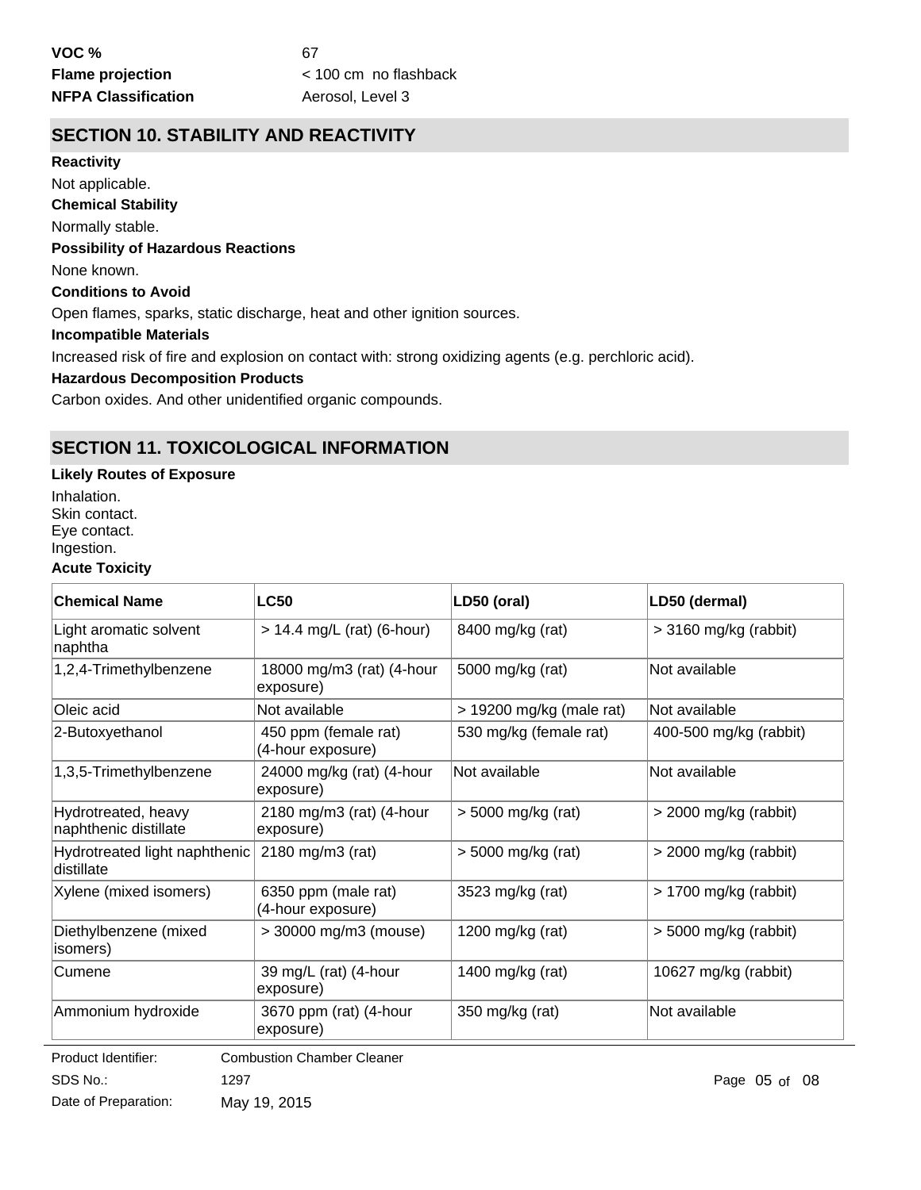**VOC %** 67

**Flame projection** < 100 cm no flashback

**NFPA Classification** Aerosol, Level 3

## SECTION 10. STABILITY AND REACTIVITY

**Reactivity**

Not applicable.

**Chemical Stability**

Normally stable.

**Possibility of Hazardous Reactions**

None known.

**Conditions to Avoid**

Open flames, sparks, static discharge, heat and other ignition sources.

**Incompatible Materials**

Increased risk of fire and explosion on contact with: strong oxidizing agents (e.g. perchloric acid).

**Hazardous Decomposition Products**

Carbon oxides. And other unidentified organic compounds.

## SECTION 11. TOXICOLOGICAL INFORMATION

**Likely Routes of Exposure**

Inhalation.
Skin contact.
Eye contact.
Ingestion.

**Acute Toxicity**

| Chemical Name | LC50 | LD50 (oral) | LD50 (dermal) |
|---|---|---|---|
| Light aromatic solvent naphtha | > 14.4 mg/L (rat) (6-hour) | 8400 mg/kg (rat) | > 3160 mg/kg (rabbit) |
| 1,2,4-Trimethylbenzene | 18000 mg/m3 (rat) (4-hour exposure) | 5000 mg/kg (rat) | Not available |
| Oleic acid | Not available | > 19200 mg/kg (male rat) | Not available |
| 2-Butoxyethanol | 450 ppm (female rat) (4-hour exposure) | 530 mg/kg (female rat) | 400-500 mg/kg (rabbit) |
| 1,3,5-Trimethylbenzene | 24000 mg/kg (rat) (4-hour exposure) | Not available | Not available |
| Hydrotreated, heavy naphthenic distillate | 2180 mg/m3 (rat) (4-hour exposure) | > 5000 mg/kg (rat) | > 2000 mg/kg (rabbit) |
| Hydrotreated light naphthenic distillate | 2180 mg/m3 (rat) | > 5000 mg/kg (rat) | > 2000 mg/kg (rabbit) |
| Xylene (mixed isomers) | 6350 ppm (male rat) (4-hour exposure) | 3523 mg/kg (rat) | > 1700 mg/kg (rabbit) |
| Diethylbenzene (mixed isomers) | > 30000 mg/m3 (mouse) | 1200 mg/kg (rat) | > 5000 mg/kg (rabbit) |
| Cumene | 39 mg/L (rat) (4-hour exposure) | 1400 mg/kg (rat) | 10627 mg/kg (rabbit) |
| Ammonium hydroxide | 3670 ppm (rat) (4-hour exposure) | 350 mg/kg (rat) | Not available |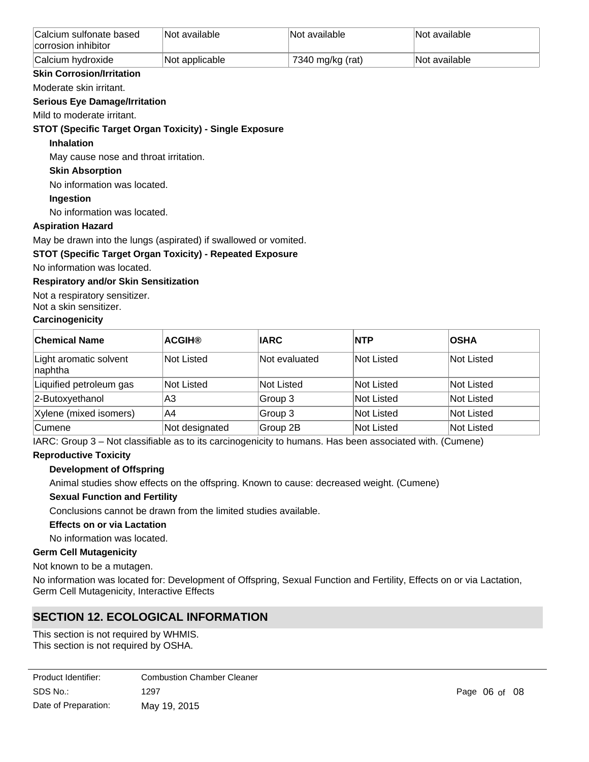| | | | |
|---|---|---|---|
| Calcium sulfonate based corrosion inhibitor | Not available | Not available | Not available |
| Calcium hydroxide | Not applicable | 7340 mg/kg (rat) | Not available |

**Skin Corrosion/Irritation**

Moderate skin irritant.

**Serious Eye Damage/Irritation**

Mild to moderate irritant.

**STOT (Specific Target Organ Toxicity) - Single Exposure**

**Inhalation**

May cause nose and throat irritation.

**Skin Absorption**

No information was located.

**Ingestion**

No information was located.

**Aspiration Hazard**

May be drawn into the lungs (aspirated) if swallowed or vomited.

**STOT (Specific Target Organ Toxicity) - Repeated Exposure**

No information was located.

**Respiratory and/or Skin Sensitization**

Not a respiratory sensitizer.
Not a skin sensitizer.

**Carcinogenicity**

| Chemical Name | ACGIH® | IARC | NTP | OSHA |
|---|---|---|---|---|
| Light aromatic solvent naphtha | Not Listed | Not evaluated | Not Listed | Not Listed |
| Liquified petroleum gas | Not Listed | Not Listed | Not Listed | Not Listed |
| 2-Butoxyethanol | A3 | Group 3 | Not Listed | Not Listed |
| Xylene (mixed isomers) | A4 | Group 3 | Not Listed | Not Listed |
| Cumene | Not designated | Group 2B | Not Listed | Not Listed |

IARC: Group 3 – Not classifiable as to its carcinogenicity to humans. Has been associated with. (Cumene)

**Reproductive Toxicity**

**Development of Offspring**

Animal studies show effects on the offspring. Known to cause: decreased weight. (Cumene)

**Sexual Function and Fertility**

Conclusions cannot be drawn from the limited studies available.

**Effects on or via Lactation**

No information was located.

**Germ Cell Mutagenicity**

Not known to be a mutagen.

No information was located for: Development of Offspring, Sexual Function and Fertility, Effects on or via Lactation, Germ Cell Mutagenicity, Interactive Effects

## SECTION 12. ECOLOGICAL INFORMATION

This section is not required by WHMIS.
This section is not required by OSHA.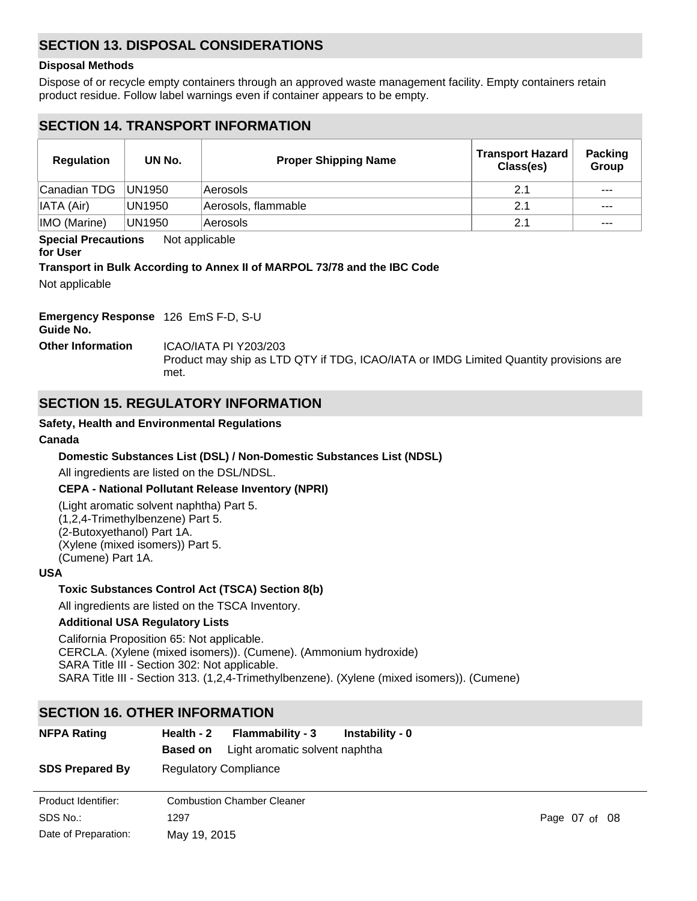## SECTION 13. DISPOSAL CONSIDERATIONS

**Disposal Methods**

Dispose of or recycle empty containers through an approved waste management facility. Empty containers retain product residue. Follow label warnings even if container appears to be empty.

## SECTION 14. TRANSPORT INFORMATION

| Regulation | UN No. | Proper Shipping Name | Transport Hazard Class(es) | Packing Group |
|---|---|---|---|---|
| Canadian TDG | UN1950 | Aerosols | 2.1 | --- |
| IATA (Air) | UN1950 | Aerosols, flammable | 2.1 | --- |
| IMO (Marine) | UN1950 | Aerosols | 2.1 | --- |

**Special Precautions for User** Not applicable

**Transport in Bulk According to Annex II of MARPOL 73/78 and the IBC Code**

Not applicable

**Emergency Response Guide No.** 126 EmS F-D, S-U

**Other Information** ICAO/IATA PI Y203/203
Product may ship as LTD QTY if TDG, ICAO/IATA or IMDG Limited Quantity provisions are met.

## SECTION 15. REGULATORY INFORMATION

**Safety, Health and Environmental Regulations**

**Canada**

**Domestic Substances List (DSL) / Non-Domestic Substances List (NDSL)**

All ingredients are listed on the DSL/NDSL.

**CEPA - National Pollutant Release Inventory (NPRI)**

(Light aromatic solvent naphtha) Part 5.
(1,2,4-Trimethylbenzene) Part 5.
(2-Butoxyethanol) Part 1A.
(Xylene (mixed isomers)) Part 5.
(Cumene) Part 1A.

**USA**

**Toxic Substances Control Act (TSCA) Section 8(b)**

All ingredients are listed on the TSCA Inventory.

**Additional USA Regulatory Lists**

California Proposition 65: Not applicable.
CERCLA. (Xylene (mixed isomers)). (Cumene). (Ammonium hydroxide)
SARA Title III - Section 302: Not applicable.
SARA Title III - Section 313. (1,2,4-Trimethylbenzene). (Xylene (mixed isomers)). (Cumene)

## SECTION 16. OTHER INFORMATION

**NFPA Rating** **Health - 2** **Flammability - 3** **Instability - 0**
**Based on** Light aromatic solvent naphtha

**SDS Prepared By** Regulatory Compliance

Product Identifier: Combustion Chamber Cleaner
SDS No.: 1297
Date of Preparation: May 19, 2015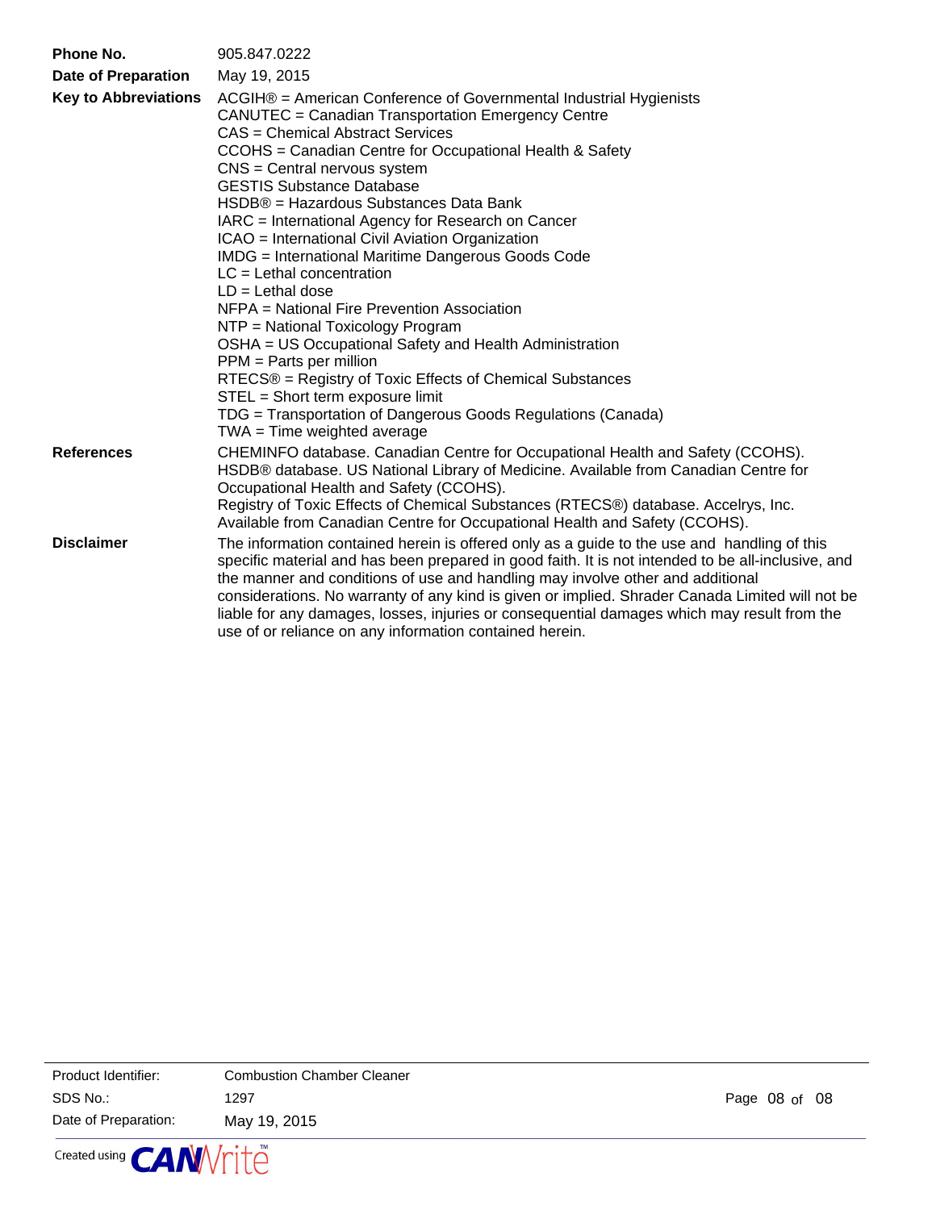| | |
|---|---|
| **Phone No.** | 905.847.0222 |
| **Date of Preparation** | May 19, 2015 |
| **Key to Abbreviations** | ACGIH® = American Conference of Governmental Industrial Hygienists<br>CANUTEC = Canadian Transportation Emergency Centre<br>CAS = Chemical Abstract Services<br>CCOHS = Canadian Centre for Occupational Health & Safety<br>CNS = Central nervous system<br>GESTIS Substance Database<br>HSDB® = Hazardous Substances Data Bank<br>IARC = International Agency for Research on Cancer<br>ICAO = International Civil Aviation Organization<br>IMDG = International Maritime Dangerous Goods Code<br>LC = Lethal concentration<br>LD = Lethal dose<br>NFPA = National Fire Prevention Association<br>NTP = National Toxicology Program<br>OSHA = US Occupational Safety and Health Administration<br>PPM = Parts per million<br>RTECS® = Registry of Toxic Effects of Chemical Substances<br>STEL = Short term exposure limit<br>TDG = Transportation of Dangerous Goods Regulations (Canada)<br>TWA = Time weighted average |
| **References** | CHEMINFO database. Canadian Centre for Occupational Health and Safety (CCOHS).<br>HSDB® database. US National Library of Medicine. Available from Canadian Centre for Occupational Health and Safety (CCOHS).<br>Registry of Toxic Effects of Chemical Substances (RTECS®) database. Accelrys, Inc. Available from Canadian Centre for Occupational Health and Safety (CCOHS). |
| **Disclaimer** | The information contained herein is offered only as a guide to the use and handling of this specific material and has been prepared in good faith. It is not intended to be all-inclusive, and the manner and conditions of use and handling may involve other and additional considerations. No warranty of any kind is given or implied. Shrader Canada Limited will not be liable for any damages, losses, injuries or consequential damages which may result from the use of or reliance on any information contained herein. |